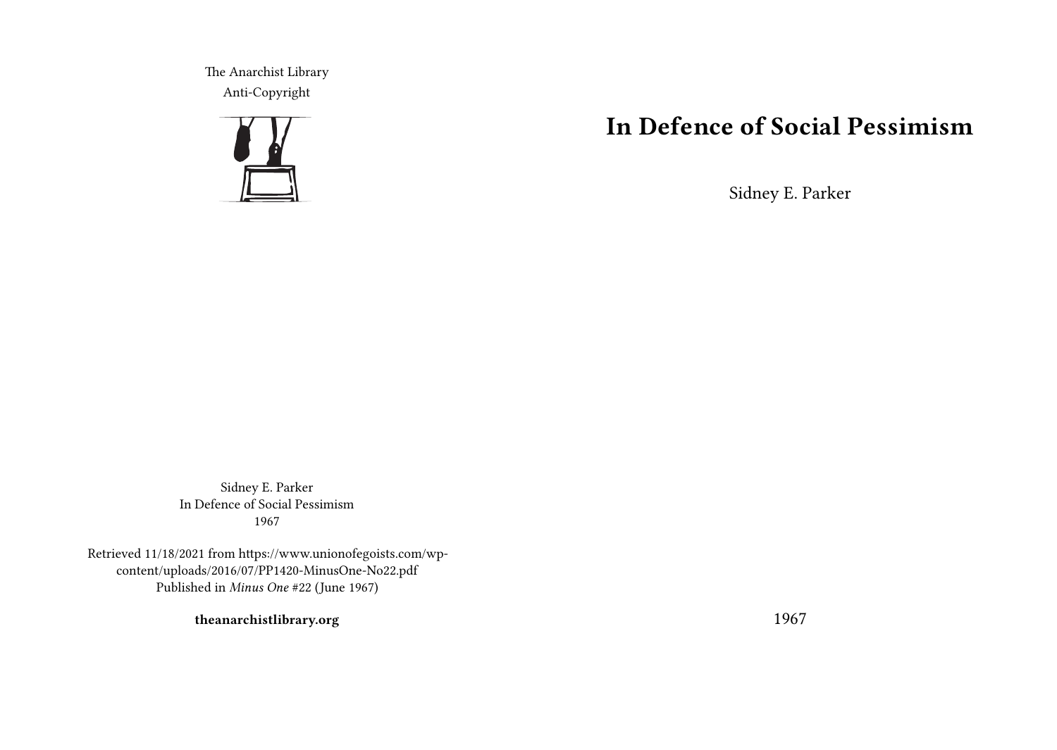The Anarchist Library
Anti-Copyright

# In Defence of Social Pessimism

Sidney E. Parker

1967

Sidney E. Parker
In Defence of Social Pessimism
1967

Retrieved 11/18/2021 from https://www.unionofegoists.com/wp-content/uploads/2016/07/PP1420-MinusOne-No22.pdf
Published in *Minus One* #22 (June 1967)

**theanarchistlibrary.org**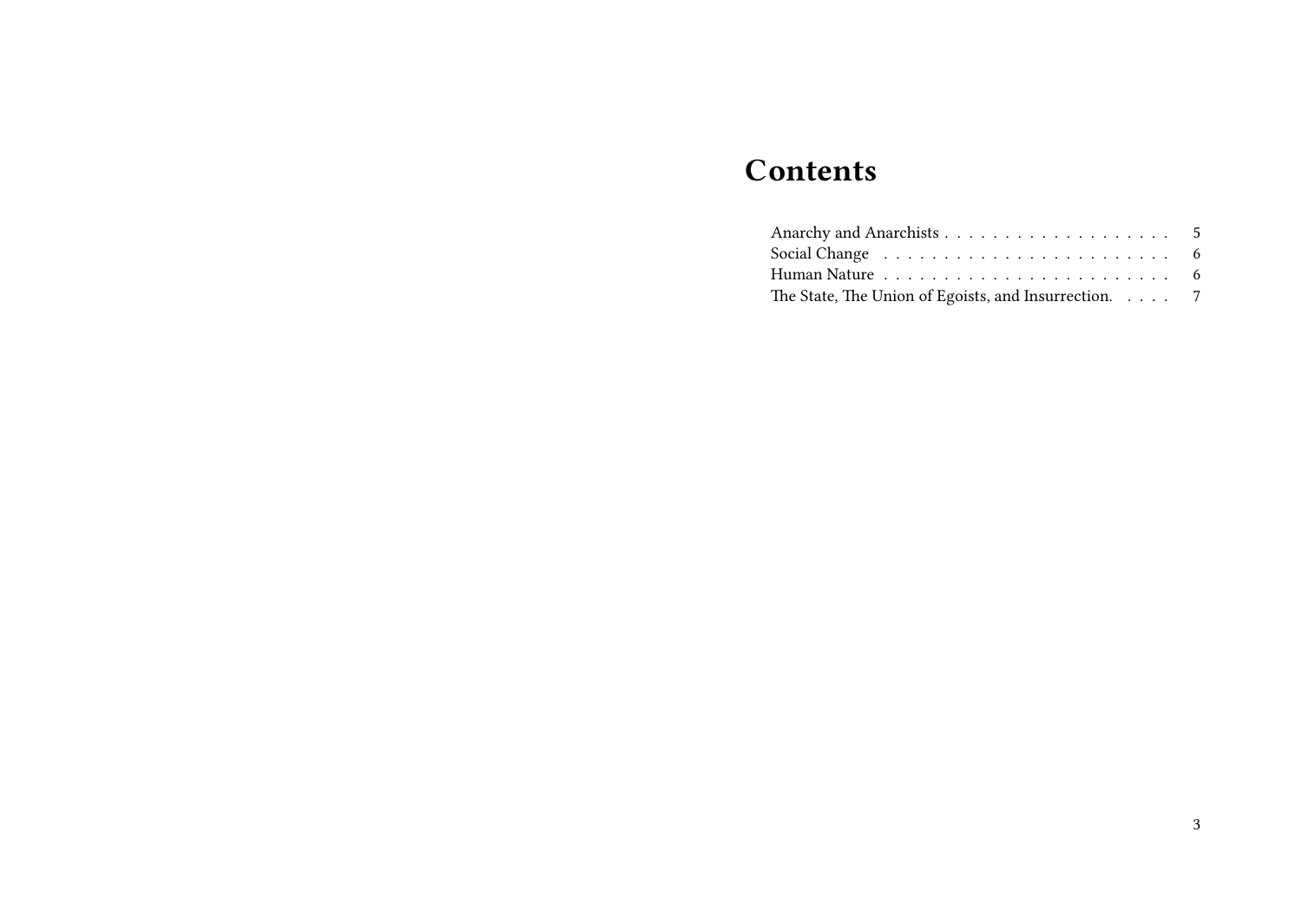# Contents

- Anarchy and Anarchists . . . . . . . . . . . . . . . . . . . 5
- Social Change . . . . . . . . . . . . . . . . . . . . . . . . 6
- Human Nature . . . . . . . . . . . . . . . . . . . . . . . . 6
- The State, The Union of Egoists, and Insurrection. . . . . 7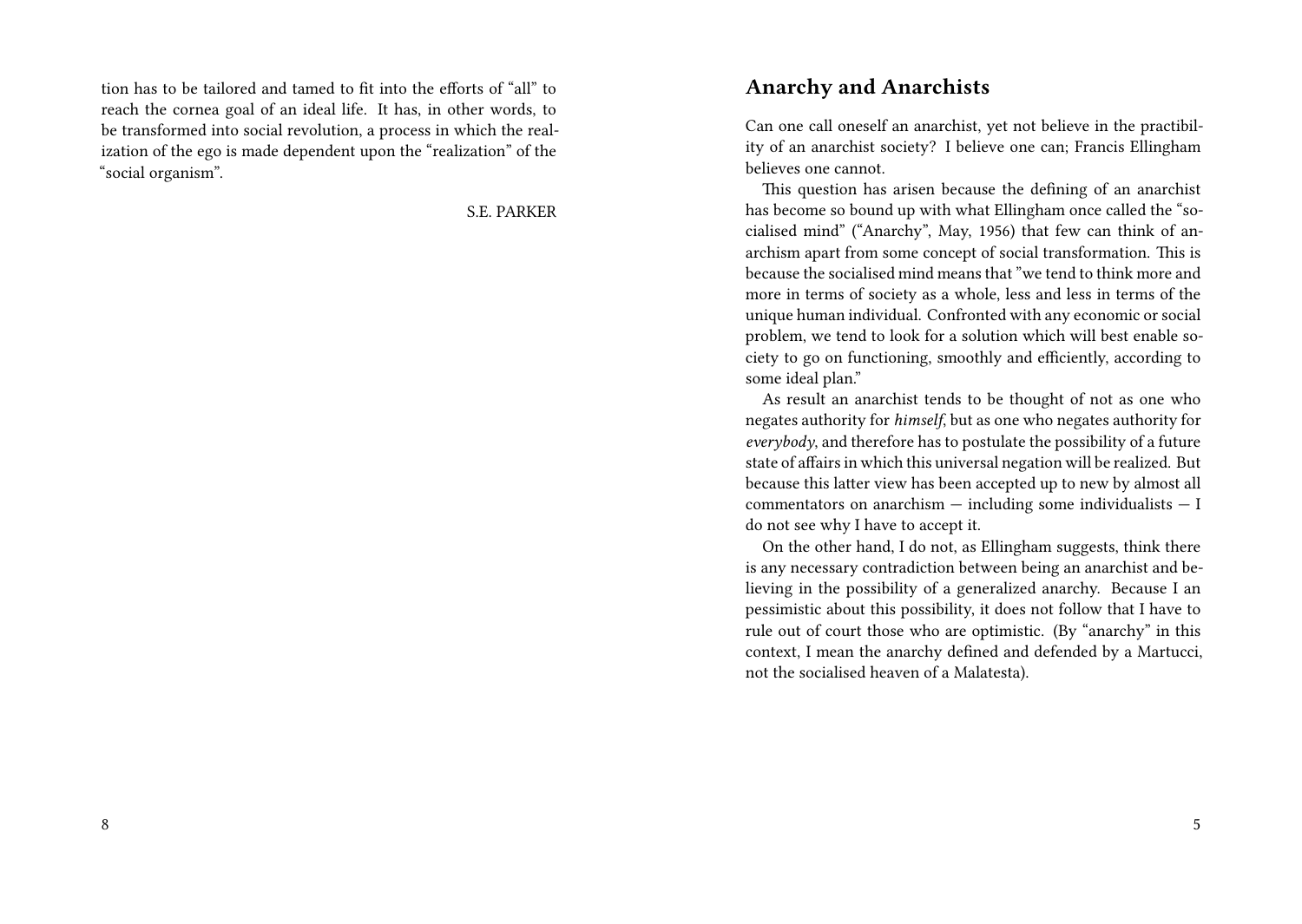tion has to be tailored and tamed to fit into the efforts of "all" to reach the cornea goal of an ideal life. It has, in other words, to be transformed into social revolution, a process in which the realization of the ego is made dependent upon the "realization" of the "social organism".

S.E. PARKER

## Anarchy and Anarchists

Can one call oneself an anarchist, yet not believe in the practibility of an anarchist society? I believe one can; Francis Ellingham believes one cannot.

This question has arisen because the defining of an anarchist has become so bound up with what Ellingham once called the "socialised mind" ("Anarchy", May, 1956) that few can think of anarchism apart from some concept of social transformation. This is because the socialised mind means that "we tend to think more and more in terms of society as a whole, less and less in terms of the unique human individual. Confronted with any economic or social problem, we tend to look for a solution which will best enable society to go on functioning, smoothly and efficiently, according to some ideal plan."

As result an anarchist tends to be thought of not as one who negates authority for *himself*, but as one who negates authority for *everybody*, and therefore has to postulate the possibility of a future state of affairs in which this universal negation will be realized. But because this latter view has been accepted up to new by almost all commentators on anarchism — including some individualists — I do not see why I have to accept it.

On the other hand, I do not, as Ellingham suggests, think there is any necessary contradiction between being an anarchist and believing in the possibility of a generalized anarchy. Because I an pessimistic about this possibility, it does not follow that I have to rule out of court those who are optimistic. (By "anarchy" in this context, I mean the anarchy defined and defended by a Martucci, not the socialised heaven of a Malatesta).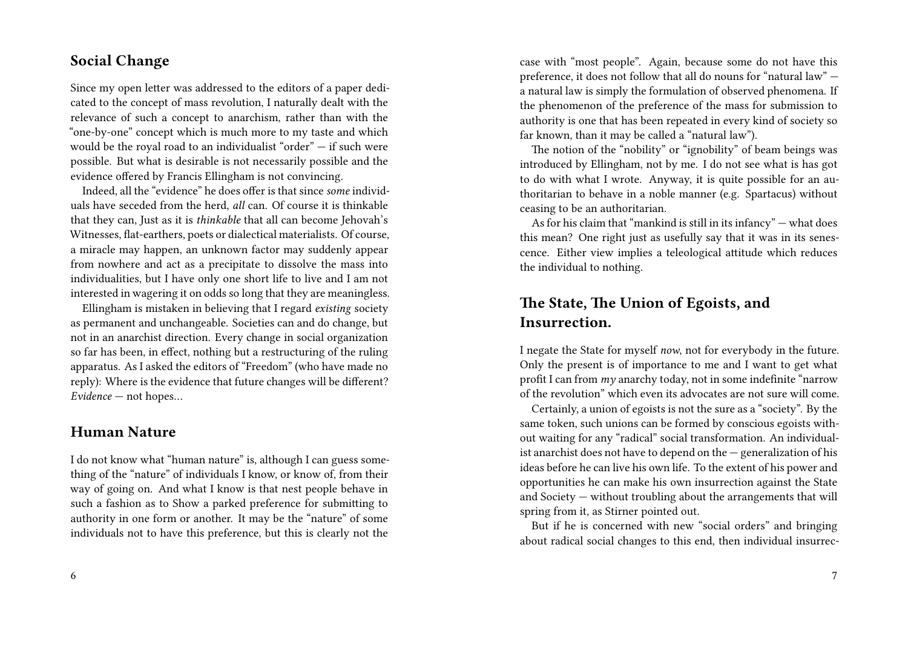## Social Change

Since my open letter was addressed to the editors of a paper dedicated to the concept of mass revolution, I naturally dealt with the relevance of such a concept to anarchism, rather than with the "one-by-one" concept which is much more to my taste and which would be the royal road to an individualist "order" — if such were possible. But what is desirable is not necessarily possible and the evidence offered by Francis Ellingham is not convincing.

Indeed, all the "evidence" he does offer is that since *some* individuals have seceded from the herd, *all* can. Of course it is thinkable that they can, Just as it is *thinkable* that all can become Jehovah's Witnesses, flat-earthers, poets or dialectical materialists. Of course, a miracle may happen, an unknown factor may suddenly appear from nowhere and act as a precipitate to dissolve the mass into individualities, but I have only one short life to live and I am not interested in wagering it on odds so long that they are meaningless.

Ellingham is mistaken in believing that I regard *existing* society as permanent and unchangeable. Societies can and do change, but not in an anarchist direction. Every change in social organization so far has been, in effect, nothing but a restructuring of the ruling apparatus. As I asked the editors of "Freedom" (who have made no reply): Where is the evidence that future changes will be different? *Evidence* — not hopes…

## Human Nature

I do not know what "human nature" is, although I can guess something of the "nature" of individuals I know, or know of, from their way of going on. And what I know is that nest people behave in such a fashion as to Show a parked preference for submitting to authority in one form or another. It may be the "nature" of some individuals not to have this preference, but this is clearly not the case with "most people". Again, because some do not have this preference, it does not follow that all do nouns for "natural law" — a natural law is simply the formulation of observed phenomena. If the phenomenon of the preference of the mass for submission to authority is one that has been repeated in every kind of society so far known, than it may be called a "natural law").

The notion of the "nobility" or "ignobility" of beam beings was introduced by Ellingham, not by me. I do not see what is has got to do with what I wrote. Anyway, it is quite possible for an authoritarian to behave in a noble manner (e.g. Spartacus) without ceasing to be an authoritarian.

As for his claim that "mankind is still in its infancy" — what does this mean? One right just as usefully say that it was in its senescence. Either view implies a teleological attitude which reduces the individual to nothing.

## The State, The Union of Egoists, and Insurrection.

I negate the State for myself *now*, not for everybody in the future. Only the present is of importance to me and I want to get what profit I can from *my* anarchy today, not in some indefinite "narrow of the revolution" which even its advocates are not sure will come.

Certainly, a union of egoists is not the sure as a "society". By the same token, such unions can be formed by conscious egoists without waiting for any "radical" social transformation. An individualist anarchist does not have to depend on the — generalization of his ideas before he can live his own life. To the extent of his power and opportunities he can make his own insurrection against the State and Society — without troubling about the arrangements that will spring from it, as Stirner pointed out.

But if he is concerned with new "social orders" and bringing about radical social changes to this end, then individual insurrec-